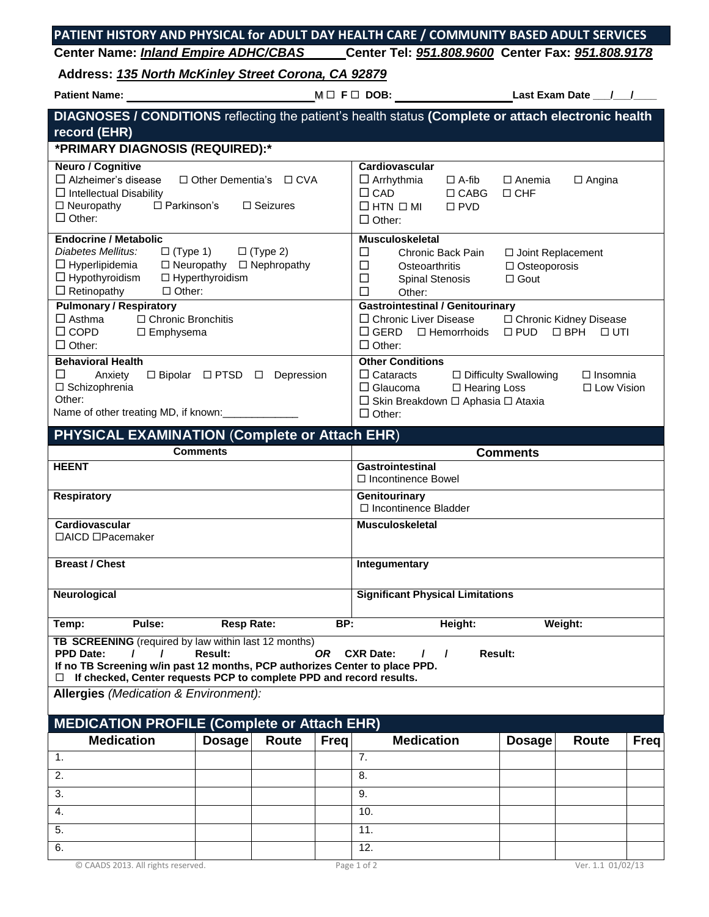## PATIENT HISTORY AND PHYSICAL for ADULT DAY HEALTH CARE / COMMUNITY BASED ADULT SERVICES

**Center Name:** ***Inland Empire ADHC/CBAS*** **Center Tel:** ***951.808.9600*** **Center Fax:** ***951.808.9178***

**Address:** ***135 North McKinley Street Corona, CA 92879***

**Patient Name:** ______________________________ **M** ☐ **F** ☐ **DOB:** ____________________ **Last Exam Date** ___/___/____

## DIAGNOSES / CONDITIONS reflecting the patient's health status (Complete or attach electronic health record (EHR)

**\*PRIMARY DIAGNOSIS (REQUIRED):\***

| **Neuro / Cognitive** | **Cardiovascular** |
|---|---|
| ☐ Alzheimer's disease ☐ Other Dementia's ☐ CVA<br>☐ Intellectual Disability<br>☐ Neuropathy ☐ Parkinson's ☐ Seizures<br>☐ Other: | ☐ Arrhythmia ☐ A-fib ☐ Anemia ☐ Angina<br>☐ CAD ☐ CABG ☐ CHF<br>☐ HTN ☐ MI ☐ PVD<br>☐ Other: |
| **Endocrine / Metabolic**<br>*Diabetes Mellitus:* ☐ (Type 1) ☐ (Type 2)<br>☐ Hyperlipidemia ☐ Neuropathy ☐ Nephropathy<br>☐ Hypothyroidism ☐ Hyperthyroidism<br>☐ Retinopathy ☐ Other: | **Musculoskeletal**<br>☐ Chronic Back Pain ☐ Joint Replacement<br>☐ Osteoarthritis ☐ Osteoporosis<br>☐ Spinal Stenosis ☐ Gout<br>☐ Other: |
| **Pulmonary / Respiratory**<br>☐ Asthma ☐ Chronic Bronchitis<br>☐ COPD ☐ Emphysema<br>☐ Other: | **Gastrointestinal / Genitourinary**<br>☐ Chronic Liver Disease ☐ Chronic Kidney Disease<br>☐ GERD ☐ Hemorrhoids ☐ PUD ☐ BPH ☐ UTI<br>☐ Other: |
| **Behavioral Health**<br>☐ Anxiety ☐ Bipolar ☐ PTSD ☐ Depression<br>☐ Schizophrenia<br>Other:<br>Name of other treating MD, if known:_____________ | **Other Conditions**<br>☐ Cataracts ☐ Difficulty Swallowing ☐ Insomnia<br>☐ Glaucoma ☐ Hearing Loss ☐ Low Vision<br>☐ Skin Breakdown ☐ Aphasia ☐ Ataxia<br>☐ Other: |

## PHYSICAL EXAMINATION (Complete or Attach EHR)

| Comments | Comments |
|---|---|
| **HEENT** | **Gastrointestinal**<br>☐ Incontinence Bowel |
| **Respiratory** | **Genitourinary**<br>☐ Incontinence Bladder |
| **Cardiovascular**<br>☐AICD ☐Pacemaker | **Musculoskeletal** |
| **Breast / Chest** | **Integumentary** |
| **Neurological** | **Significant Physical Limitations** |

**Temp:** **Pulse:** **Resp Rate:** **BP:** **Height:** **Weight:**

**TB SCREENING** (required by law within last 12 months)
**PPD Date:** / / **Result:** ***OR*** **CXR Date:** / / **Result:**
**If no TB Screening w/in past 12 months, PCP authorizes Center to place PPD.**
☐ **If checked, Center requests PCP to complete PPD and record results.**

**Allergies** *(Medication & Environment):*

## MEDICATION PROFILE (Complete or Attach EHR)

| Medication | Dosage | Route | Freq | Medication | Dosage | Route | Freq |
|---|---|---|---|---|---|---|---|
| 1. | | | | 7. | | | |
| 2. | | | | 8. | | | |
| 3. | | | | 9. | | | |
| 4. | | | | 10. | | | |
| 5. | | | | 11. | | | |
| 6. | | | | 12. | | | |

© CAADS 2013. All rights reserved. Ver. 1.1 01/02/13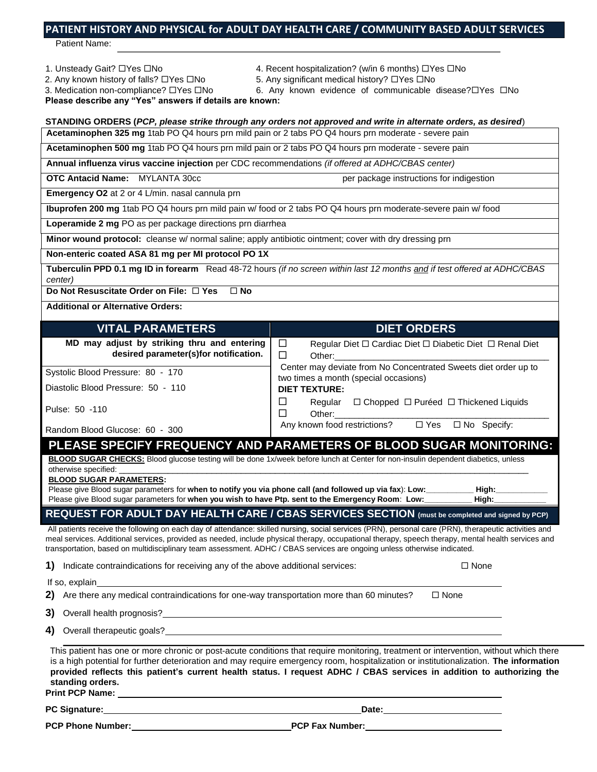## PATIENT HISTORY AND PHYSICAL for ADULT DAY HEALTH CARE / COMMUNITY BASED ADULT SERVICES

Patient Name: ________________________________________________

1. Unsteady Gait? ☐Yes ☐No
2. Any known history of falls? ☐Yes ☐No
3. Medication non-compliance? ☐Yes ☐No
4. Recent hospitalization? (w/in 6 months) ☐Yes ☐No
5. Any significant medical history? ☐Yes ☐No
6. Any known evidence of communicable disease?☐Yes ☐No

**Please describe any "Yes" answers if details are known:**

**STANDING ORDERS (*PCP, please strike through any orders not approved and write in alternate orders, as desired*)**

| |
|---|
| **Acetaminophen 325 mg** 1tab PO Q4 hours prn mild pain or 2 tabs PO Q4 hours prn moderate - severe pain |
| **Acetaminophen 500 mg** 1tab PO Q4 hours prn mild pain or 2 tabs PO Q4 hours prn moderate - severe pain |
| **Annual influenza virus vaccine injection** per CDC recommendations *(if offered at ADHC/CBAS center)* |
| **OTC Antacid Name:** MYLANTA 30cc per package instructions for indigestion |
| **Emergency O2** at 2 or 4 L/min. nasal cannula prn |
| **Ibuprofen 200 mg** 1tab PO Q4 hours prn mild pain w/ food or 2 tabs PO Q4 hours prn moderate-severe pain w/ food |
| **Loperamide 2 mg** PO as per package directions prn diarrhea |
| **Minor wound protocol:** cleanse w/ normal saline; apply antibiotic ointment; cover with dry dressing prn |
| **Non-enteric coated ASA 81 mg per MI protocol PO 1X** |
| **Tuberculin PPD 0.1 mg ID in forearm** Read 48-72 hours *(if no screen within last 12 months and if test offered at ADHC/CBAS center)* |
| **Do Not Resuscitate Order on File:** ☐ **Yes** ☐ **No** |
| **Additional or Alternative Orders:** |

| VITAL PARAMETERS | DIET ORDERS |
|---|---|
| **MD may adjust by striking thru and entering desired parameter(s)for notification.** | ☐ Regular Diet ☐ Cardiac Diet ☐ Diabetic Diet ☐ Renal Diet<br>☐ Other:________________ |
| Systolic Blood Pressure: 80 - 170 | Center may deviate from No Concentrated Sweets diet order up to two times a month (special occasions) |
| Diastolic Blood Pressure: 50 - 110 | **DIET TEXTURE:** |
| Pulse: 50 -110 | ☐ Regular ☐ Chopped ☐ Puréed ☐ Thickened Liquids<br>☐ Other:________________ |
| Random Blood Glucose: 60 - 300 | Any known food restrictions? ☐ Yes ☐ No Specify: |

## PLEASE SPECIFY FREQUENCY AND PARAMETERS OF BLOOD SUGAR MONITORING:

**BLOOD SUGAR CHECKS:** Blood glucose testing will be done 1x/week before lunch at Center for non-insulin dependent diabetics, unless otherwise specified: ________________________________

**BLOOD SUGAR PARAMETERS:**

Please give Blood sugar parameters for **when to notify you via phone call (and followed up via fax)**: **Low:**__________ **High:**__________

Please give Blood sugar parameters for **when you wish to have Ptp. sent to the Emergency Room**: **Low:**__________ **High:**__________

## REQUEST FOR ADULT DAY HEALTH CARE / CBAS SERVICES SECTION (must be completed and signed by PCP)

All patients receive the following on each day of attendance: skilled nursing, social services (PRN), personal care (PRN), therapeutic activities and meal services. Additional services, provided as needed, include physical therapy, occupational therapy, speech therapy, mental health services and transportation, based on multidisciplinary team assessment. ADHC / CBAS services are ongoing unless otherwise indicated.

**1)** Indicate contraindications for receiving any of the above additional services: ☐ None

If so, explain________________________________

**2)** Are there any medical contraindications for one-way transportation more than 60 minutes? ☐ None

**3)** Overall health prognosis?________________________________

**4)** Overall therapeutic goals?________________________________

This patient has one or more chronic or post-acute conditions that require monitoring, treatment or intervention, without which there is a high potential for further deterioration and may require emergency room, hospitalization or institutionalization. **The information provided reflects this patient's current health status. I request ADHC / CBAS services in addition to authorizing the standing orders.**

**Print PCP Name:** ________________________________

**PC Signature:** ________________________ **Date:** ____________

**PCP Phone Number:** ________________________ **PCP Fax Number:** ____________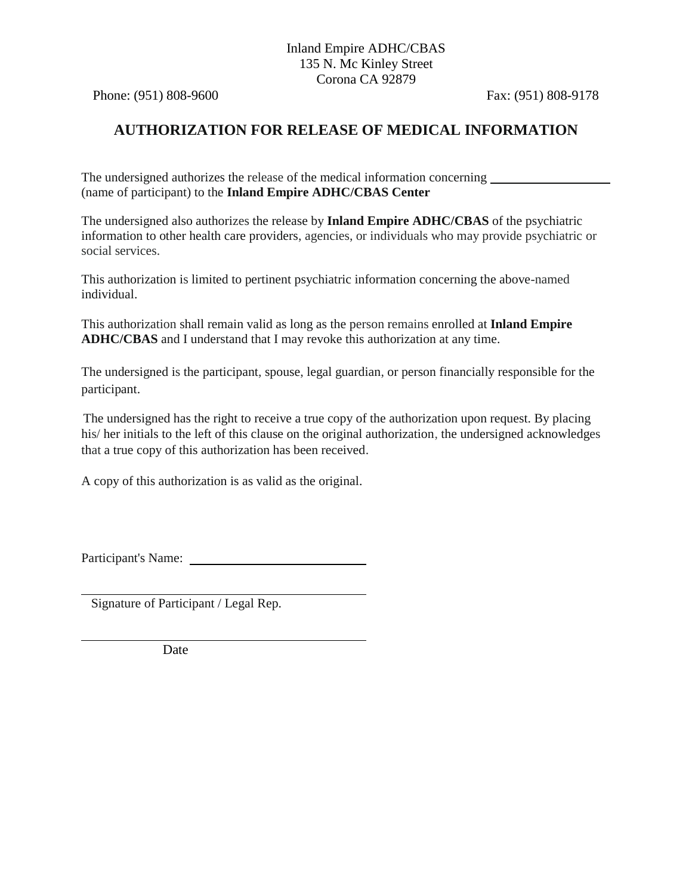Inland Empire ADHC/CBAS
135 N. Mc Kinley Street
Corona CA 92879

Phone: (951) 808-9600 Fax: (951) 808-9178

## AUTHORIZATION FOR RELEASE OF MEDICAL INFORMATION

The undersigned authorizes the release of the medical information concerning ____________________ (name of participant) to the **Inland Empire ADHC/CBAS Center**

The undersigned also authorizes the release by **Inland Empire ADHC/CBAS** of the psychiatric information to other health care providers, agencies, or individuals who may provide psychiatric or social services.

This authorization is limited to pertinent psychiatric information concerning the above-named individual.

This authorization shall remain valid as long as the person remains enrolled at **Inland Empire ADHC/CBAS** and I understand that I may revoke this authorization at any time.

The undersigned is the participant, spouse, legal guardian, or person financially responsible for the participant.

The undersigned has the right to receive a true copy of the authorization upon request. By placing his/ her initials to the left of this clause on the original authorization, the undersigned acknowledges that a true copy of this authorization has been received.

A copy of this authorization is as valid as the original.

Participant's Name: ______________________________

______________________________
Signature of Participant / Legal Rep.

______________________________
Date